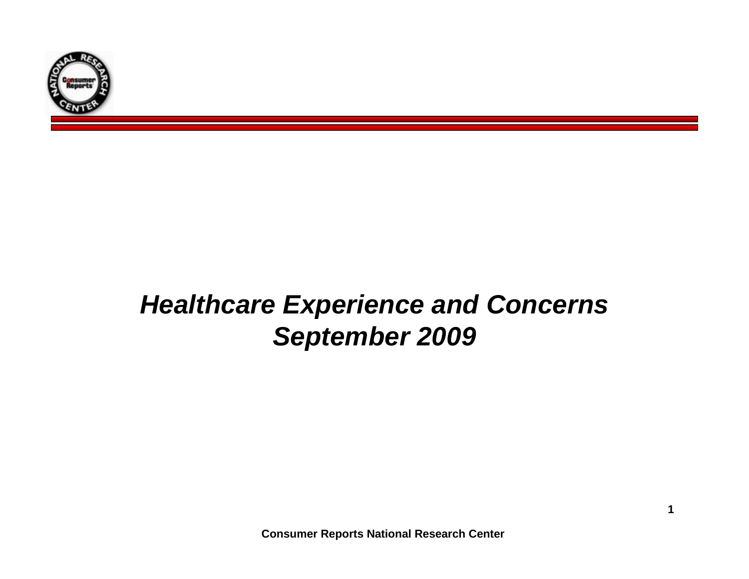# *Healthcare Experience and Concerns September 2009*

**Consumer Reports National Research Center**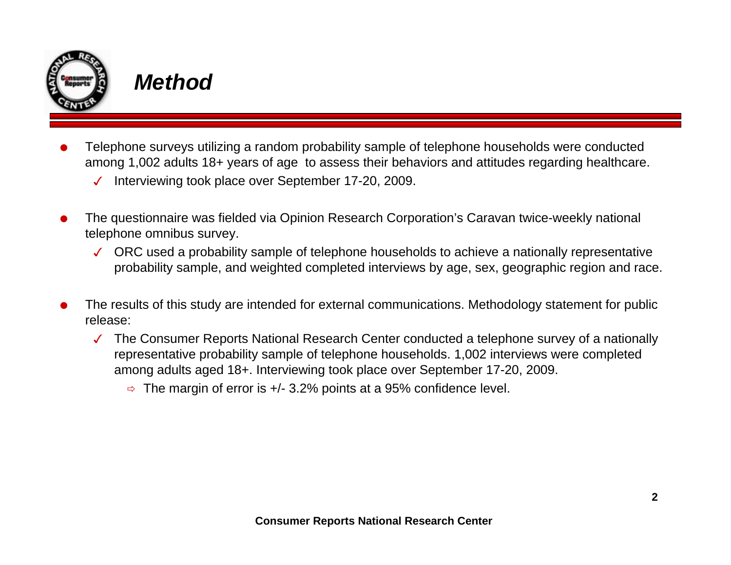# Method

- Telephone surveys utilizing a random probability sample of telephone households were conducted among 1,002 adults 18+ years of age to assess their behaviors and attitudes regarding healthcare.
  - ✓ Interviewing took place over September 17-20, 2009.
- The questionnaire was fielded via Opinion Research Corporation's Caravan twice-weekly national telephone omnibus survey.
  - ✓ ORC used a probability sample of telephone households to achieve a nationally representative probability sample, and weighted completed interviews by age, sex, geographic region and race.
- The results of this study are intended for external communications. Methodology statement for public release:
  - ✓ The Consumer Reports National Research Center conducted a telephone survey of a nationally representative probability sample of telephone households. 1,002 interviews were completed among adults aged 18+. Interviewing took place over September 17-20, 2009.
    - ⇨ The margin of error is +/- 3.2% points at a 95% confidence level.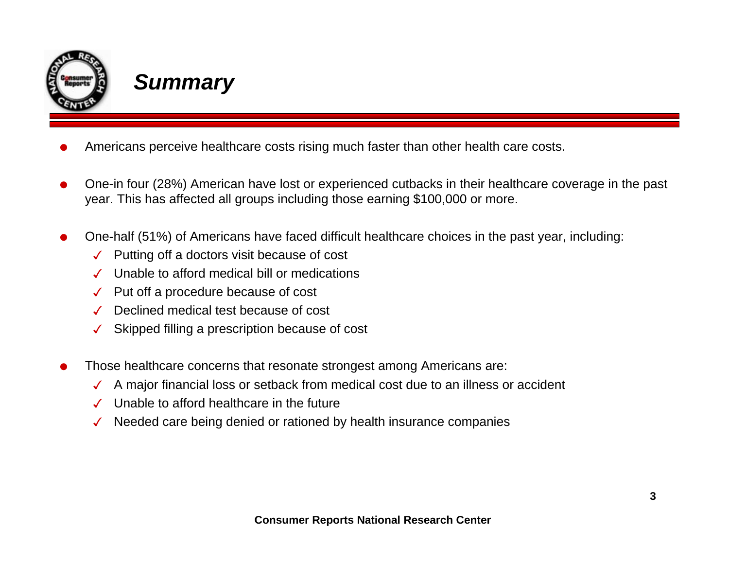# *Summary*

- Americans perceive healthcare costs rising much faster than other health care costs.

- One-in four (28%) American have lost or experienced cutbacks in their healthcare coverage in the past year. This has affected all groups including those earning $100,000 or more.

- One-half (51%) of Americans have faced difficult healthcare choices in the past year, including:
  - ✓ Putting off a doctors visit because of cost
  - ✓ Unable to afford medical bill or medications
  - ✓ Put off a procedure because of cost
  - ✓ Declined medical test because of cost
  - ✓ Skipped filling a prescription because of cost

- Those healthcare concerns that resonate strongest among Americans are:
  - ✓ A major financial loss or setback from medical cost due to an illness or accident
  - ✓ Unable to afford healthcare in the future
  - ✓ Needed care being denied or rationed by health insurance companies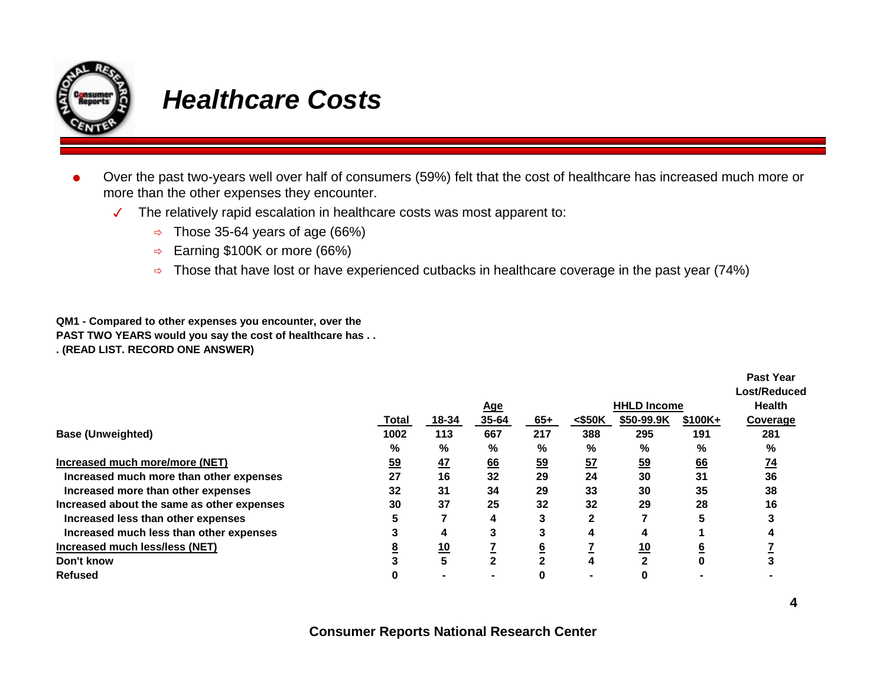# Healthcare Costs

- Over the past two-years well over half of consumers (59%) felt that the cost of healthcare has increased much more or more than the other expenses they encounter.
  - The relatively rapid escalation in healthcare costs was most apparent to:
    - Those 35-64 years of age (66%)
    - Earning $100K or more (66%)
    - Those that have lost or have experienced cutbacks in healthcare coverage in the past year (74%)

**QM1 - Compared to other expenses you encounter, over the PAST TWO YEARS would you say the cost of healthcare has . . . (READ LIST. RECORD ONE ANSWER)**

| | | Age | | | HHLD Income | | | Past Year Lost/Reduced Health Coverage |
|---|---|---|---|---|---|---|---|---|
| | Total | 18-34 | 35-64 | 65+ | <$50K | $50-99.9K | $100K+ | |
| **Base (Unweighted)** | 1002 | 113 | 667 | 217 | 388 | 295 | 191 | 281 |
| | % | % | % | % | % | % | % | % |
| **Increased much more/more (NET)** | 59 | 47 | 66 | 59 | 57 | 59 | 66 | 74 |
| Increased much more than other expenses | 27 | 16 | 32 | 29 | 24 | 30 | 31 | 36 |
| Increased more than other expenses | 32 | 31 | 34 | 29 | 33 | 30 | 35 | 38 |
| **Increased about the same as other expenses** | 30 | 37 | 25 | 32 | 32 | 29 | 28 | 16 |
| Increased less than other expenses | 5 | 7 | 4 | 3 | 2 | 7 | 5 | 3 |
| Increased much less than other expenses | 3 | 4 | 3 | 3 | 4 | 4 | 1 | 4 |
| **Increased much less/less (NET)** | 8 | 10 | 7 | 6 | 7 | 10 | 6 | 7 |
| **Don't know** | 3 | 5 | 2 | 2 | 4 | 2 | 0 | 3 |
| **Refused** | 0 | - | - | 0 | - | 0 | - | - |

**Consumer Reports National Research Center**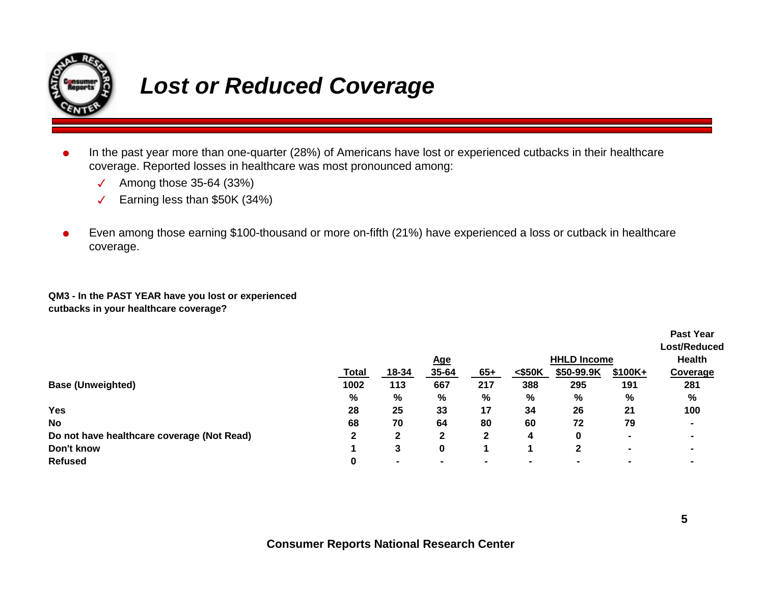# *Lost or Reduced Coverage*

- In the past year more than one-quarter (28%) of Americans have lost or experienced cutbacks in their healthcare coverage. Reported losses in healthcare was most pronounced among:
  - ✓ Among those 35-64 (33%)
  - ✓ Earning less than $50K (34%)
- Even among those earning $100-thousand or more on-fifth (21%) have experienced a loss or cutback in healthcare coverage.

**QM3 - In the PAST YEAR have you lost or experienced cutbacks in your healthcare coverage?**

| | | Age | | | HHLD Income | | | Past Year Lost/Reduced Health Coverage |
|---|---|---|---|---|---|---|---|---|
| | **Total** | **18-34** | **35-64** | **65+** | **<$50K** | **$50-99.9K** | **$100K+** | |
| **Base (Unweighted)** | **1002** | **113** | **667** | **217** | **388** | **295** | **191** | **281** |
| | **%** | **%** | **%** | **%** | **%** | **%** | **%** | **%** |
| **Yes** | **28** | **25** | **33** | **17** | **34** | **26** | **21** | **100** |
| **No** | **68** | **70** | **64** | **80** | **60** | **72** | **79** | **-** |
| **Do not have healthcare coverage (Not Read)** | **2** | **2** | **2** | **2** | **4** | **0** | **-** | **-** |
| **Don't know** | **1** | **3** | **0** | **1** | **1** | **2** | **-** | **-** |
| **Refused** | **0** | **-** | **-** | **-** | **-** | **-** | **-** | **-** |

**Consumer Reports National Research Center**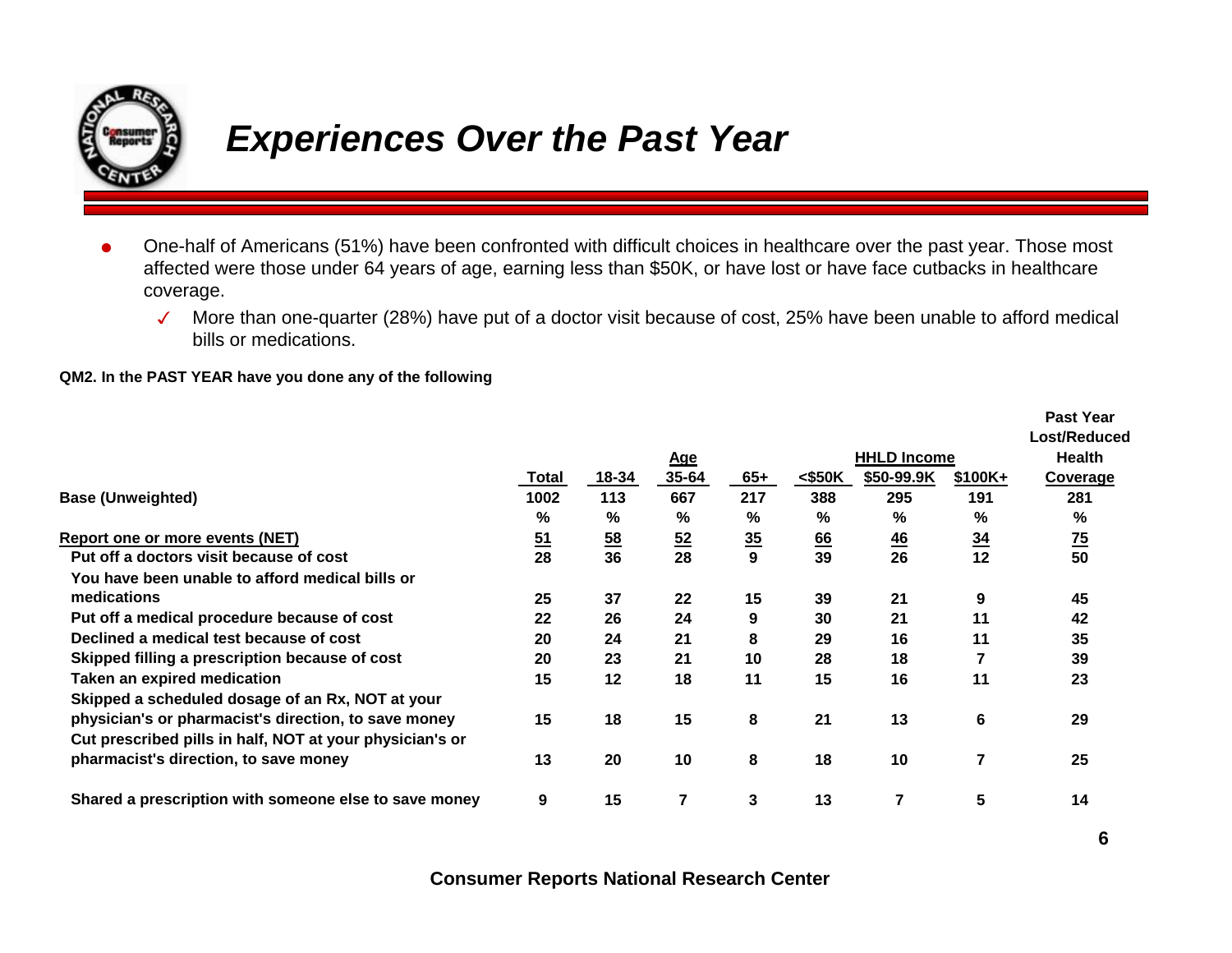# Experiences Over the Past Year

- One-half of Americans (51%) have been confronted with difficult choices in healthcare over the past year. Those most affected were those under 64 years of age, earning less than $50K, or have lost or have face cutbacks in healthcare coverage.
  - ✓ More than one-quarter (28%) have put of a doctor visit because of cost, 25% have been unable to afford medical bills or medications.

**QM2. In the PAST YEAR have you done any of the following**

| | Total | Age | | | HHLD Income | | | Past Year Lost/Reduced Health Coverage |
|---|---|---|---|---|---|---|---|---|
| | | 18-34 | 35-64 | 65+ | <$50K | $50-99.9K | $100K+ | |
| **Base (Unweighted)** | 1002 | 113 | 667 | 217 | 388 | 295 | 191 | 281 |
| | % | % | % | % | % | % | % | % |
| **Report one or more events (NET)** | 51 | 58 | 52 | 35 | 66 | 46 | 34 | 75 |
| Put off a doctors visit because of cost | 28 | 36 | 28 | 9 | 39 | 26 | 12 | 50 |
| You have been unable to afford medical bills or medications | 25 | 37 | 22 | 15 | 39 | 21 | 9 | 45 |
| Put off a medical procedure because of cost | 22 | 26 | 24 | 9 | 30 | 21 | 11 | 42 |
| Declined a medical test because of cost | 20 | 24 | 21 | 8 | 29 | 16 | 11 | 35 |
| Skipped filling a prescription because of cost | 20 | 23 | 21 | 10 | 28 | 18 | 7 | 39 |
| Taken an expired medication | 15 | 12 | 18 | 11 | 15 | 16 | 11 | 23 |
| Skipped a scheduled dosage of an Rx, NOT at your physician's or pharmacist's direction, to save money | 15 | 18 | 15 | 8 | 21 | 13 | 6 | 29 |
| Cut prescribed pills in half, NOT at your physician's or pharmacist's direction, to save money | 13 | 20 | 10 | 8 | 18 | 10 | 7 | 25 |
| Shared a prescription with someone else to save money | 9 | 15 | 7 | 3 | 13 | 7 | 5 | 14 |

**Consumer Reports National Research Center**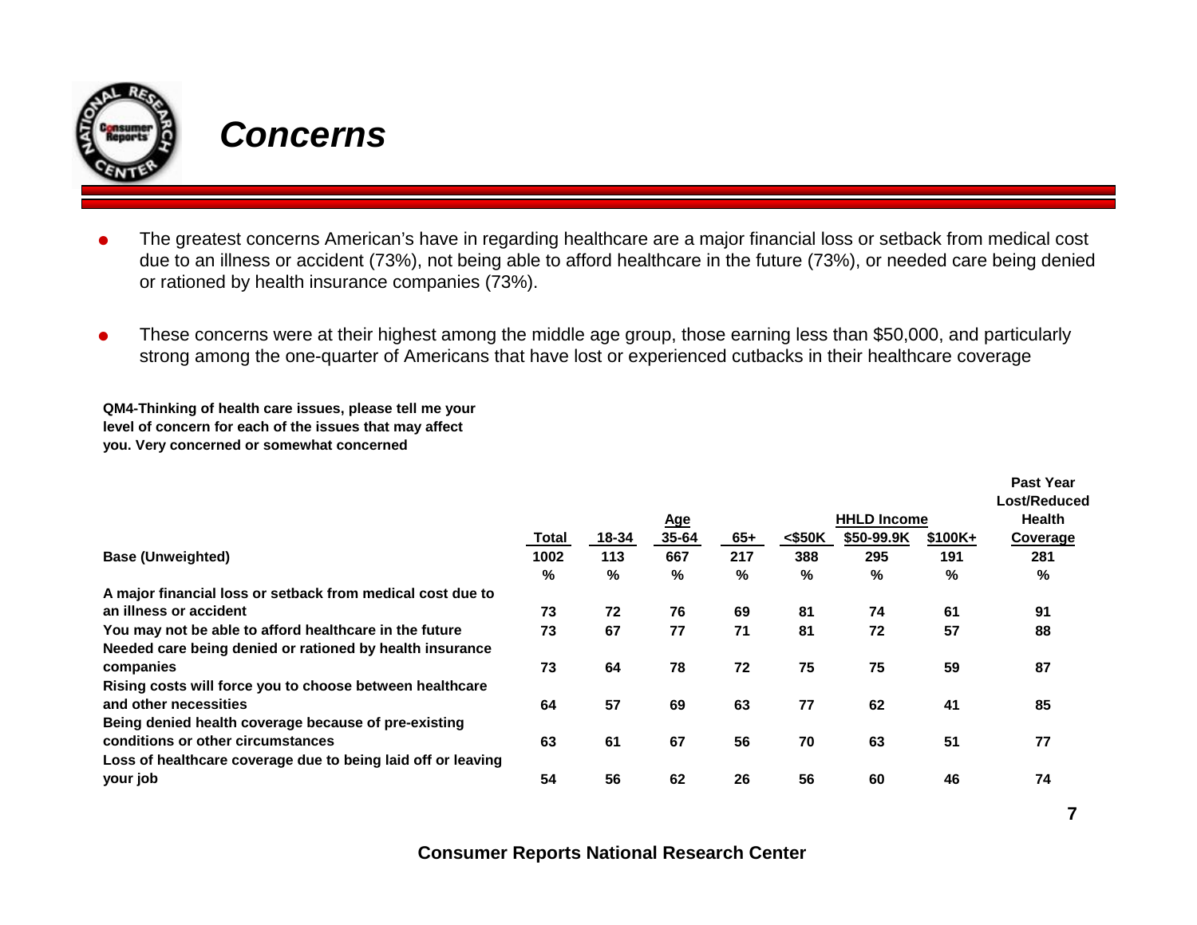# Concerns

- The greatest concerns American's have in regarding healthcare are a major financial loss or setback from medical cost due to an illness or accident (73%), not being able to afford healthcare in the future (73%), or needed care being denied or rationed by health insurance companies (73%).
- These concerns were at their highest among the middle age group, those earning less than $50,000, and particularly strong among the one-quarter of Americans that have lost or experienced cutbacks in their healthcare coverage

**QM4-Thinking of health care issues, please tell me your level of concern for each of the issues that may affect you. Very concerned or somewhat concerned**

| | | Age | | | HHLD Income | | | Past Year Lost/Reduced Health |
|---|---|---|---|---|---|---|---|---|
| | Total | 18-34 | 35-64 | 65+ | <$50K | $50-99.9K | $100K+ | Coverage |
| **Base (Unweighted)** | 1002 | 113 | 667 | 217 | 388 | 295 | 191 | 281 |
| | % | % | % | % | % | % | % | % |
| **A major financial loss or setback from medical cost due to an illness or accident** | 73 | 72 | 76 | 69 | 81 | 74 | 61 | 91 |
| **You may not be able to afford healthcare in the future** | 73 | 67 | 77 | 71 | 81 | 72 | 57 | 88 |
| **Needed care being denied or rationed by health insurance companies** | 73 | 64 | 78 | 72 | 75 | 75 | 59 | 87 |
| **Rising costs will force you to choose between healthcare and other necessities** | 64 | 57 | 69 | 63 | 77 | 62 | 41 | 85 |
| **Being denied health coverage because of pre-existing conditions or other circumstances** | 63 | 61 | 67 | 56 | 70 | 63 | 51 | 77 |
| **Loss of healthcare coverage due to being laid off or leaving your job** | 54 | 56 | 62 | 26 | 56 | 60 | 46 | 74 |

**Consumer Reports National Research Center**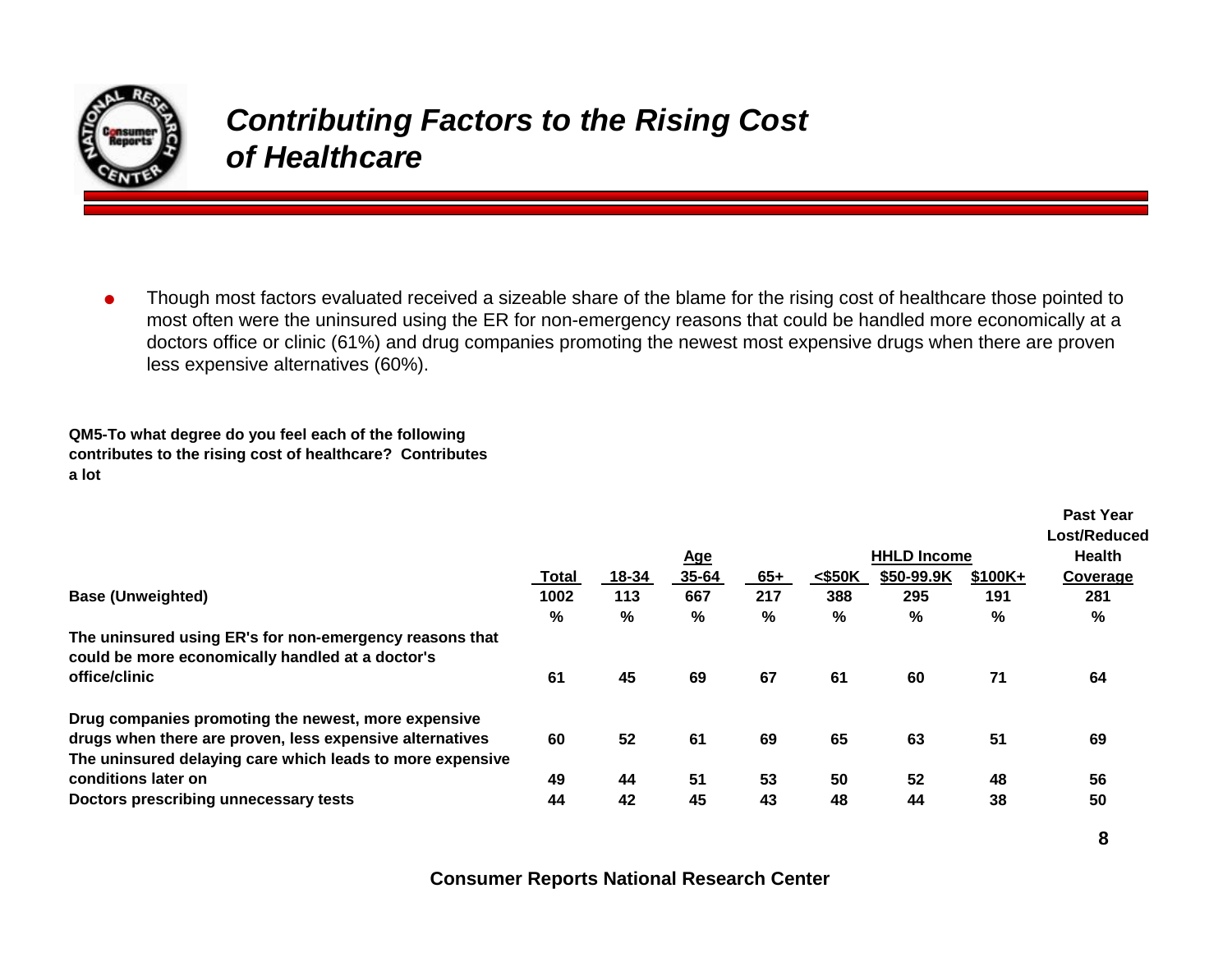# *Contributing Factors to the Rising Cost of Healthcare*

- Though most factors evaluated received a sizeable share of the blame for the rising cost of healthcare those pointed to most often were the uninsured using the ER for non-emergency reasons that could be handled more economically at a doctors office or clinic (61%) and drug companies promoting the newest most expensive drugs when there are proven less expensive alternatives (60%).

**QM5-To what degree do you feel each of the following contributes to the rising cost of healthcare? Contributes a lot**

| | | Age | | | HHLD Income | | | Past Year Lost/Reduced Health Coverage |
|---|---|---|---|---|---|---|---|---|
| | Total | 18-34 | 35-64 | 65+ | <$50K | $50-99.9K | $100K+ | |
| **Base (Unweighted)** | 1002 | 113 | 667 | 217 | 388 | 295 | 191 | 281 |
| | % | % | % | % | % | % | % | % |
| **The uninsured using ER's for non-emergency reasons that could be more economically handled at a doctor's office/clinic** | 61 | 45 | 69 | 67 | 61 | 60 | 71 | 64 |
| **Drug companies promoting the newest, more expensive drugs when there are proven, less expensive alternatives** | 60 | 52 | 61 | 69 | 65 | 63 | 51 | 69 |
| **The uninsured delaying care which leads to more expensive conditions later on** | 49 | 44 | 51 | 53 | 50 | 52 | 48 | 56 |
| **Doctors prescribing unnecessary tests** | 44 | 42 | 45 | 43 | 48 | 44 | 38 | 50 |

**Consumer Reports National Research Center**